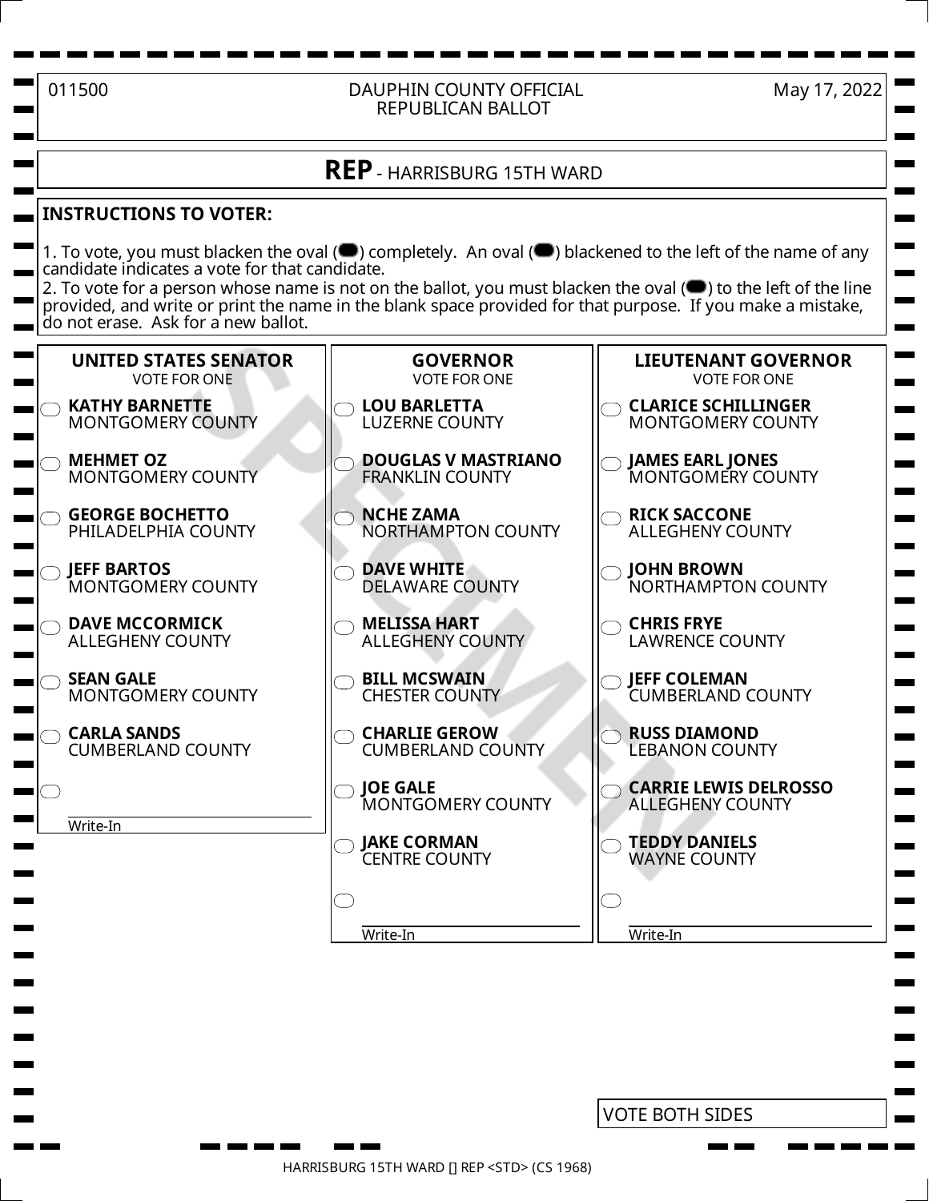011500 | DAUPHIN COUNTY OFFICIAL REPUBLICAN BALLOT | May 17, 2022

# REP - HARRISBURG 15TH WARD

**INSTRUCTIONS TO VOTER:**

1. To vote, you must blacken the oval completely. An oval blackened to the left of the name of any candidate indicates a vote for that candidate.
2. To vote for a person whose name is not on the ballot, you must blacken the oval to the left of the line provided, and write or print the name in the blank space provided for that purpose. If you make a mistake, do not erase. Ask for a new ballot.

## UNITED STATES SENATOR
VOTE FOR ONE

- **KATHY BARNETTE** MONTGOMERY COUNTY
- **MEHMET OZ** MONTGOMERY COUNTY
- **GEORGE BOCHETTO** PHILADELPHIA COUNTY
- **JEFF BARTOS** MONTGOMERY COUNTY
- **DAVE MCCORMICK** ALLEGHENY COUNTY
- **SEAN GALE** MONTGOMERY COUNTY
- **CARLA SANDS** CUMBERLAND COUNTY
- Write-In

## GOVERNOR
VOTE FOR ONE

- **LOU BARLETTA** LUZERNE COUNTY
- **DOUGLAS V MASTRIANO** FRANKLIN COUNTY
- **NCHE ZAMA** NORTHAMPTON COUNTY
- **DAVE WHITE** DELAWARE COUNTY
- **MELISSA HART** ALLEGHENY COUNTY
- **BILL MCSWAIN** CHESTER COUNTY
- **CHARLIE GEROW** CUMBERLAND COUNTY
- **JOE GALE** MONTGOMERY COUNTY
- **JAKE CORMAN** CENTRE COUNTY
- Write-In

## LIEUTENANT GOVERNOR
VOTE FOR ONE

- **CLARICE SCHILLINGER** MONTGOMERY COUNTY
- **JAMES EARL JONES** MONTGOMERY COUNTY
- **RICK SACCONE** ALLEGHENY COUNTY
- **JOHN BROWN** NORTHAMPTON COUNTY
- **CHRIS FRYE** LAWRENCE COUNTY
- **JEFF COLEMAN** CUMBERLAND COUNTY
- **RUSS DIAMOND** LEBANON COUNTY
- **CARRIE LEWIS DELROSSO** ALLEGHENY COUNTY
- **TEDDY DANIELS** WAYNE COUNTY
- Write-In

VOTE BOTH SIDES

HARRISBURG 15TH WARD [] REP <STD> (CS 1968)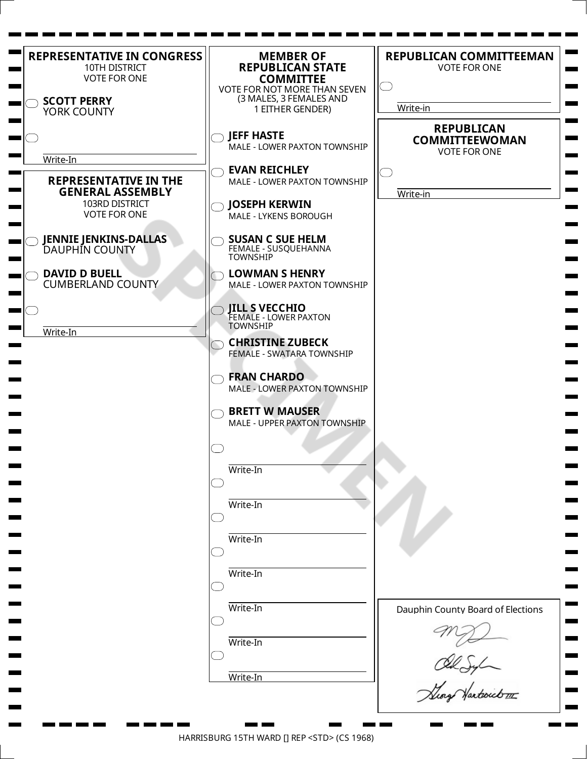## REPRESENTATIVE IN CONGRESS

10TH DISTRICT
VOTE FOR ONE

- **SCOTT PERRY**
  YORK COUNTY
- Write-In

## REPRESENTATIVE IN THE GENERAL ASSEMBLY

103RD DISTRICT
VOTE FOR ONE

- **JENNIE JENKINS-DALLAS**
  DAUPHIN COUNTY
- **DAVID D BUELL**
  CUMBERLAND COUNTY
- Write-In

## MEMBER OF REPUBLICAN STATE COMMITTEE

VOTE FOR NOT MORE THAN SEVEN
(3 MALES, 3 FEMALES AND
1 EITHER GENDER)

- **JEFF HASTE**
  MALE - LOWER PAXTON TOWNSHIP
- **EVAN REICHLEY**
  MALE - LOWER PAXTON TOWNSHIP
- **JOSEPH KERWIN**
  MALE - LYKENS BOROUGH
- **SUSAN C SUE HELM**
  FEMALE - SUSQUEHANNA TOWNSHIP
- **LOWMAN S HENRY**
  MALE - LOWER PAXTON TOWNSHIP
- **JILL S VECCHIO**
  FEMALE - LOWER PAXTON TOWNSHIP
- **CHRISTINE ZUBECK**
  FEMALE - SWATARA TOWNSHIP
- **FRAN CHARDO**
  MALE - LOWER PAXTON TOWNSHIP
- **BRETT W MAUSER**
  MALE - UPPER PAXTON TOWNSHIP
- Write-In
- Write-In
- Write-In
- Write-In
- Write-In
- Write-In
- Write-In

## REPUBLICAN COMMITTEEMAN

VOTE FOR ONE

- Write-in

## REPUBLICAN COMMITTEEWOMAN

VOTE FOR ONE

- Write-in

SPECIMEN

Dauphin County Board of Elections

HARRISBURG 15TH WARD [] REP <STD> (CS 1968)